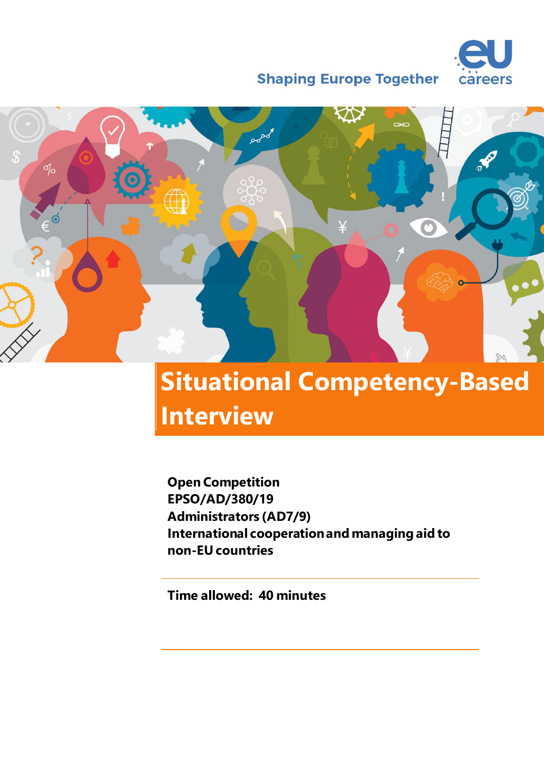Shaping Europe Together

eu careers

# Situational Competency-Based Interview

**Open Competition**
**EPSO/AD/380/19**
**Administrators (AD7/9)**
**International cooperation and managing aid to non-EU countries**

---

**Time allowed: 40 minutes**

---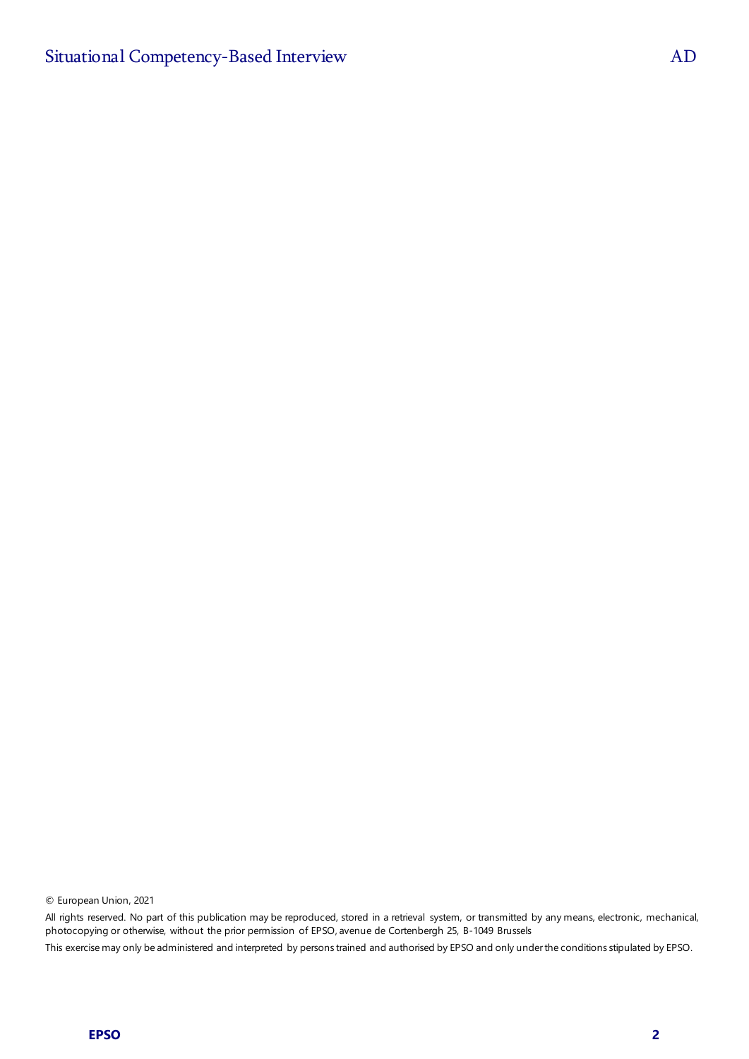© European Union, 2021

All rights reserved. No part of this publication may be reproduced, stored in a retrieval system, or transmitted by any means, electronic, mechanical, photocopying or otherwise, without the prior permission of EPSO, avenue de Cortenbergh 25, B-1049 Brussels

This exercise may only be administered and interpreted by persons trained and authorised by EPSO and only under the conditions stipulated by EPSO.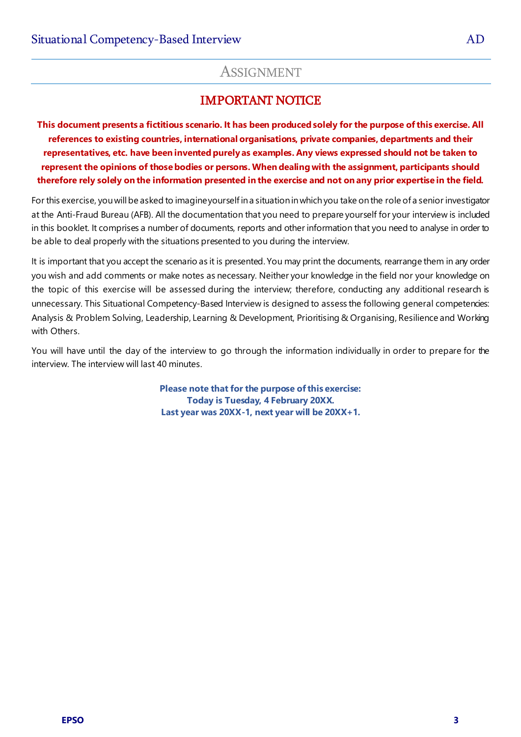# Assignment

## IMPORTANT NOTICE

**This document presents a fictitious scenario. It has been produced solely for the purpose of this exercise. All references to existing countries, international organisations, private companies, departments and their representatives, etc. have been invented purely as examples. Any views expressed should not be taken to represent the opinions of those bodies or persons. When dealing with the assignment, participants should therefore rely solely on the information presented in the exercise and not on any prior expertise in the field.**

For this exercise, you will be asked to imagine yourself in a situation in which you take on the role of a senior investigator at the Anti-Fraud Bureau (AFB). All the documentation that you need to prepare yourself for your interview is included in this booklet. It comprises a number of documents, reports and other information that you need to analyse in order to be able to deal properly with the situations presented to you during the interview.

It is important that you accept the scenario as it is presented. You may print the documents, rearrange them in any order you wish and add comments or make notes as necessary. Neither your knowledge in the field nor your knowledge on the topic of this exercise will be assessed during the interview; therefore, conducting any additional research is unnecessary. This Situational Competency-Based Interview is designed to assess the following general competencies: Analysis & Problem Solving, Leadership, Learning & Development, Prioritising & Organising, Resilience and Working with Others.

You will have until the day of the interview to go through the information individually in order to prepare for the interview. The interview will last 40 minutes.

**Please note that for the purpose of this exercise:**
**Today is Tuesday, 4 February 20XX.**
**Last year was 20XX-1, next year will be 20XX+1.**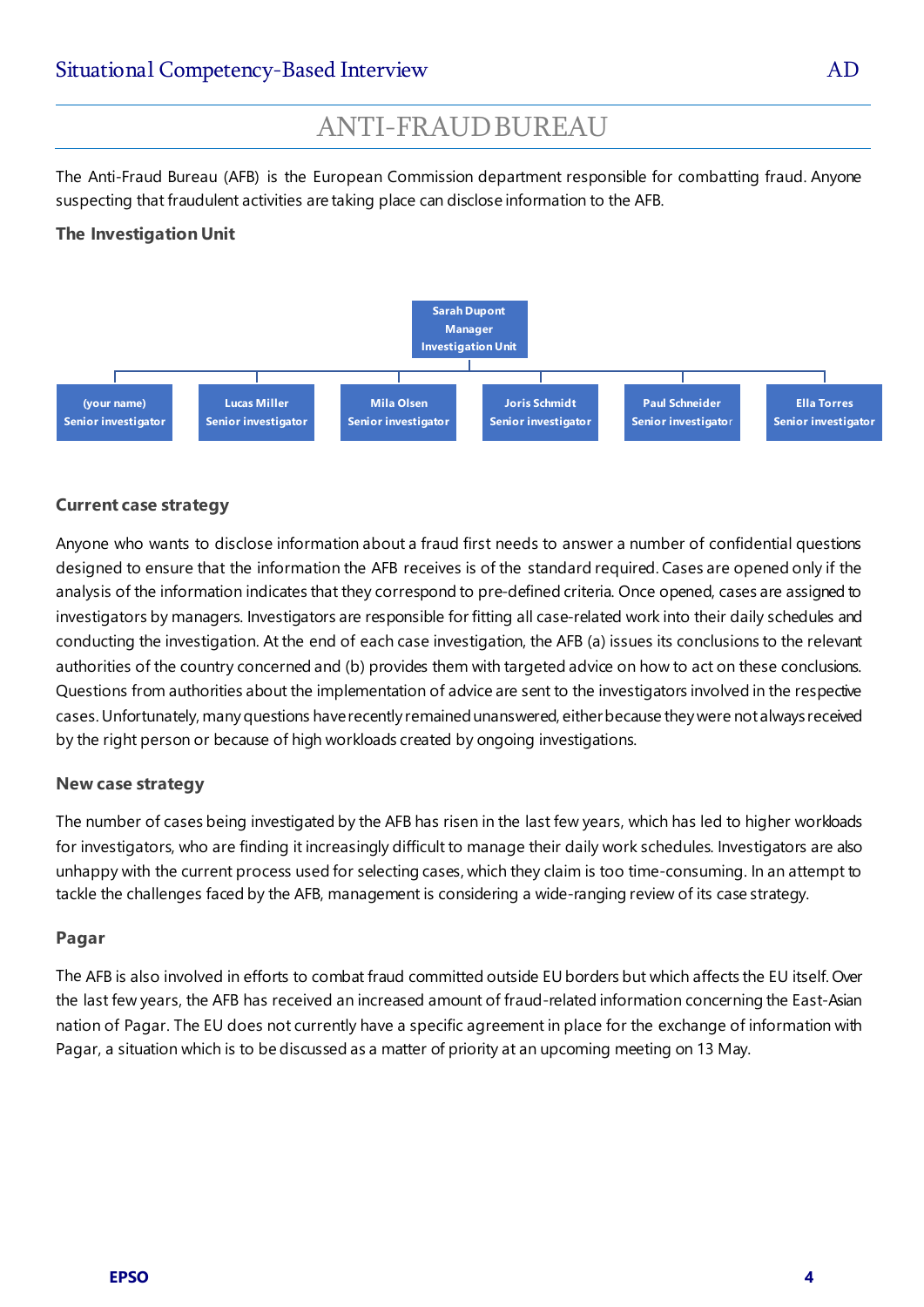# ANTI-FRAUD BUREAU

The Anti-Fraud Bureau (AFB) is the European Commission department responsible for combatting fraud. Anyone suspecting that fraudulent activities are taking place can disclose information to the AFB.

### The Investigation Unit

**Sarah Dupont**
**Manager**
**Investigation Unit**

- **(your name)** – Senior investigator
- **Lucas Miller** – Senior investigator
- **Mila Olsen** – Senior investigator
- **Joris Schmidt** – Senior investigator
- **Paul Schneider** – Senior investigator
- **Ella Torres** – Senior investigator

### Current case strategy

Anyone who wants to disclose information about a fraud first needs to answer a number of confidential questions designed to ensure that the information the AFB receives is of the standard required. Cases are opened only if the analysis of the information indicates that they correspond to pre-defined criteria. Once opened, cases are assigned to investigators by managers. Investigators are responsible for fitting all case-related work into their daily schedules and conducting the investigation. At the end of each case investigation, the AFB (a) issues its conclusions to the relevant authorities of the country concerned and (b) provides them with targeted advice on how to act on these conclusions. Questions from authorities about the implementation of advice are sent to the investigators involved in the respective cases. Unfortunately, many questions have recently remained unanswered, either because they were not always received by the right person or because of high workloads created by ongoing investigations.

### New case strategy

The number of cases being investigated by the AFB has risen in the last few years, which has led to higher workloads for investigators, who are finding it increasingly difficult to manage their daily work schedules. Investigators are also unhappy with the current process used for selecting cases, which they claim is too time-consuming. In an attempt to tackle the challenges faced by the AFB, management is considering a wide-ranging review of its case strategy.

### Pagar

The AFB is also involved in efforts to combat fraud committed outside EU borders but which affects the EU itself. Over the last few years, the AFB has received an increased amount of fraud-related information concerning the East-Asian nation of Pagar. The EU does not currently have a specific agreement in place for the exchange of information with Pagar, a situation which is to be discussed as a matter of priority at an upcoming meeting on 13 May.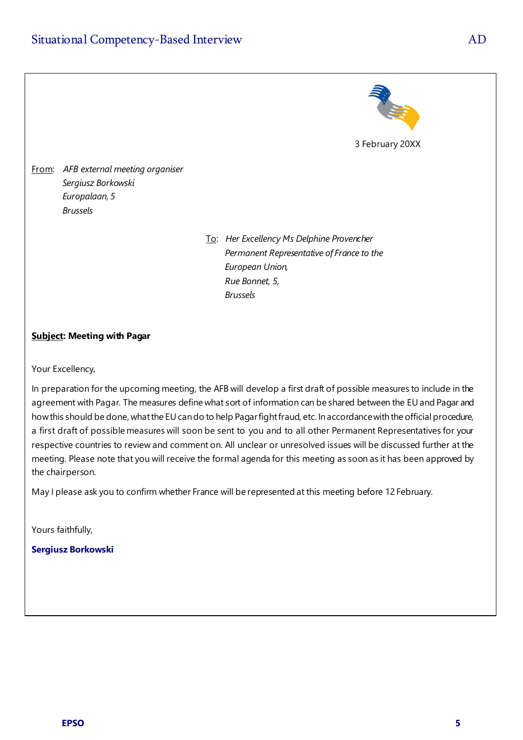3 February 20XX

From: *AFB external meeting organiser*
*Sergiusz Borkowski*
*Europalaan, 5*
*Brussels*

To: *Her Excellency Ms Delphine Provencher*
*Permanent Representative of France to the European Union,*
*Rue Bonnet, 5,*
*Brussels*

**Subject: Meeting with Pagar**

Your Excellency,

In preparation for the upcoming meeting, the AFB will develop a first draft of possible measures to include in the agreement with Pagar. The measures define what sort of information can be shared between the EU and Pagar and how this should be done, what the EU can do to help Pagar fight fraud, etc. In accordance with the official procedure, a first draft of possible measures will soon be sent to you and to all other Permanent Representatives for your respective countries to review and comment on. All unclear or unresolved issues will be discussed further at the meeting. Please note that you will receive the formal agenda for this meeting as soon as it has been approved by the chairperson.

May I please ask you to confirm whether France will be represented at this meeting before 12 February.

Yours faithfully,

**Sergiusz Borkowski**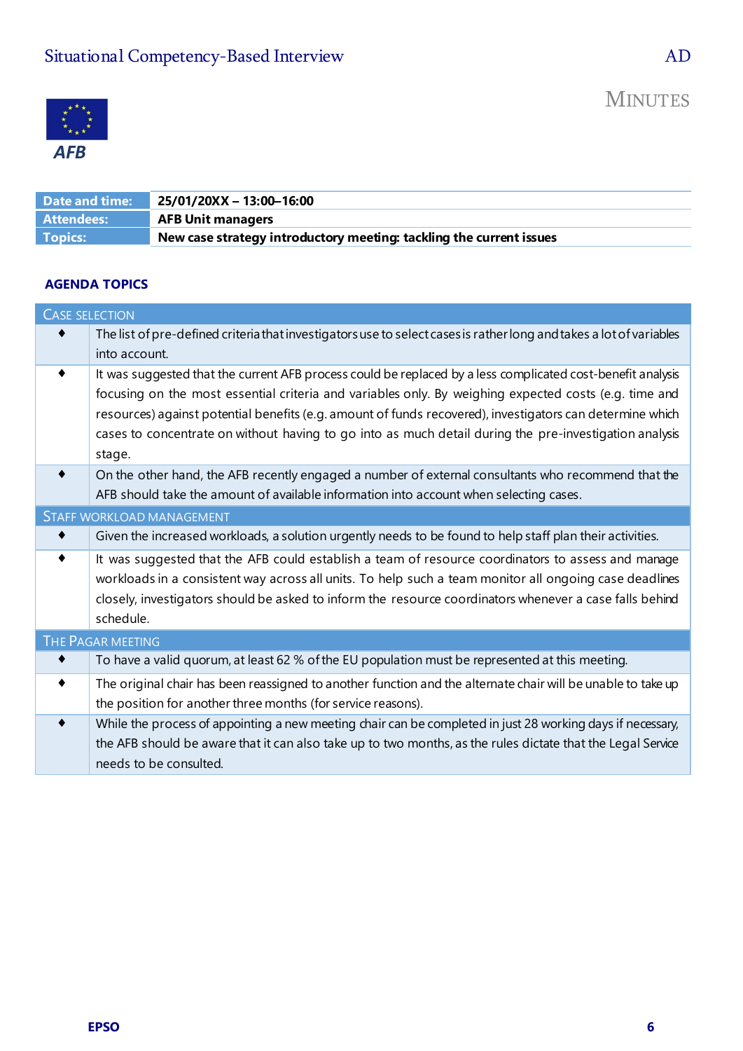# Situational Competency-Based Interview

AD

MINUTES

AFB

| Date and time: | 25/01/20XX – 13:00–16:00 |
|---|---|
| Attendees: | AFB Unit managers |
| Topics: | New case strategy introductory meeting: tackling the current issues |

## AGENDA TOPICS

### CASE SELECTION

- The list of pre-defined criteria that investigators use to select cases is rather long and takes a lot of variables into account.
- It was suggested that the current AFB process could be replaced by a less complicated cost-benefit analysis focusing on the most essential criteria and variables only. By weighing expected costs (e.g. time and resources) against potential benefits (e.g. amount of funds recovered), investigators can determine which cases to concentrate on without having to go into as much detail during the pre-investigation analysis stage.
- On the other hand, the AFB recently engaged a number of external consultants who recommend that the AFB should take the amount of available information into account when selecting cases.

### STAFF WORKLOAD MANAGEMENT

- Given the increased workloads, a solution urgently needs to be found to help staff plan their activities.
- It was suggested that the AFB could establish a team of resource coordinators to assess and manage workloads in a consistent way across all units. To help such a team monitor all ongoing case deadlines closely, investigators should be asked to inform the resource coordinators whenever a case falls behind schedule.

### THE PAGAR MEETING

- To have a valid quorum, at least 62 % of the EU population must be represented at this meeting.
- The original chair has been reassigned to another function and the alternate chair will be unable to take up the position for another three months (for service reasons).
- While the process of appointing a new meeting chair can be completed in just 28 working days if necessary, the AFB should be aware that it can also take up to two months, as the rules dictate that the Legal Service needs to be consulted.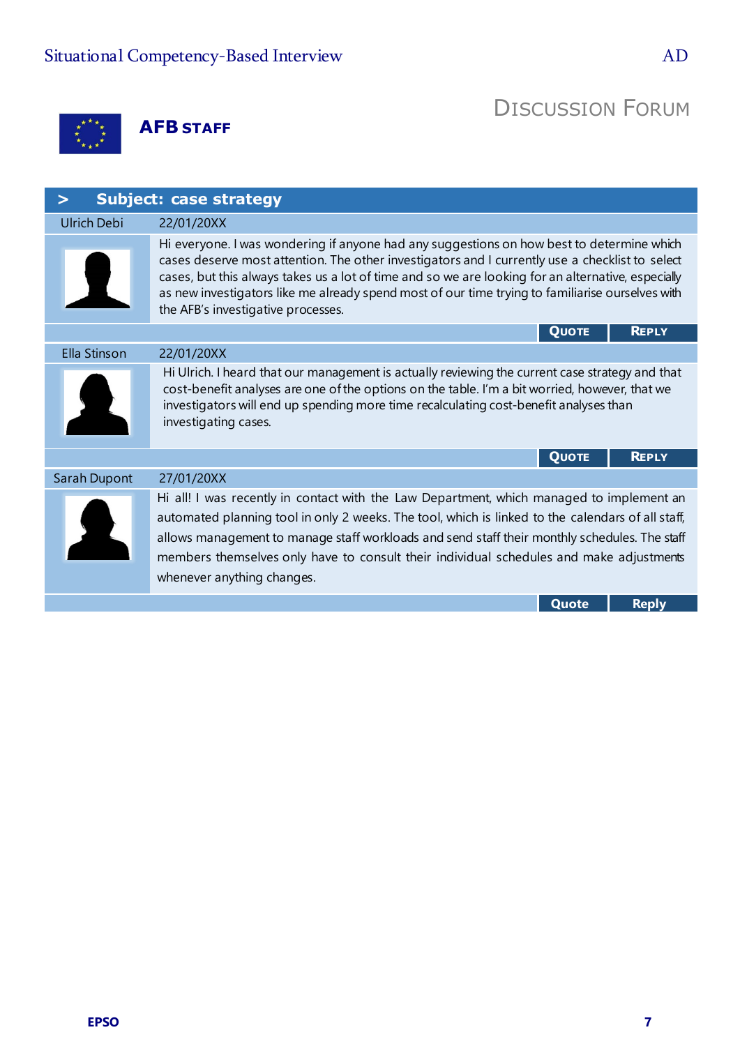# DISCUSSION FORUM

**AFB STAFF**

## > Subject: case strategy

**Ulrich Debi** — 22/01/20XX

Hi everyone. I was wondering if anyone had any suggestions on how best to determine which cases deserve most attention. The other investigators and I currently use a checklist to select cases, but this always takes us a lot of time and so we are looking for an alternative, especially as new investigators like me already spend most of our time trying to familiarise ourselves with the AFB's investigative processes.

QUOTE | REPLY

**Ella Stinson** — 22/01/20XX

Hi Ulrich. I heard that our management is actually reviewing the current case strategy and that cost-benefit analyses are one of the options on the table. I'm a bit worried, however, that we investigators will end up spending more time recalculating cost-benefit analyses than investigating cases.

QUOTE | REPLY

**Sarah Dupont** — 27/01/20XX

Hi all! I was recently in contact with the Law Department, which managed to implement an automated planning tool in only 2 weeks. The tool, which is linked to the calendars of all staff, allows management to manage staff workloads and send staff their monthly schedules. The staff members themselves only have to consult their individual schedules and make adjustments whenever anything changes.

Quote | Reply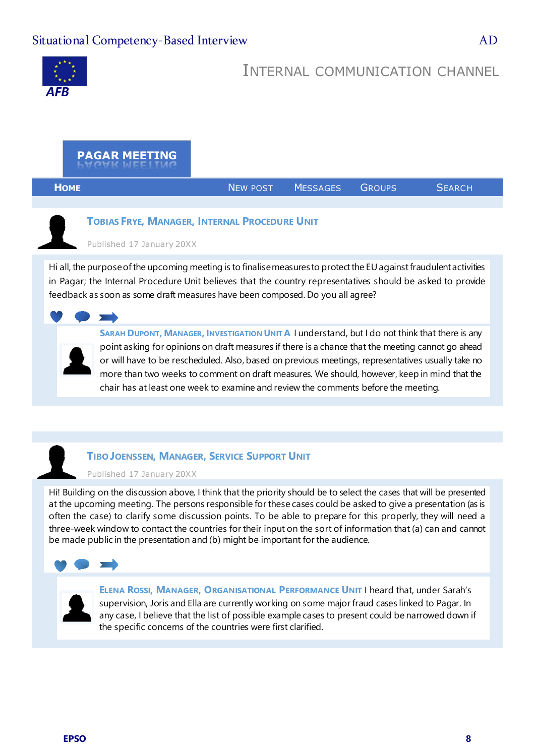# INTERNAL COMMUNICATION CHANNEL

## PAGAR MEETING

**HOME** | NEW POST | MESSAGES | GROUPS | SEARCH

**TOBIAS FRYE, MANAGER, INTERNAL PROCEDURE UNIT**

Published 17 January 20XX

Hi all, the purpose of the upcoming meeting is to finalise measures to protect the EU against fraudulent activities in Pagar; the Internal Procedure Unit believes that the country representatives should be asked to provide feedback as soon as some draft measures have been composed. Do you all agree?

**SARAH DUPONT, MANAGER, INVESTIGATION UNIT A** I understand, but I do not think that there is any point asking for opinions on draft measures if there is a chance that the meeting cannot go ahead or will have to be rescheduled. Also, based on previous meetings, representatives usually take no more than two weeks to comment on draft measures. We should, however, keep in mind that the chair has at least one week to examine and review the comments before the meeting.

**TIBO JOENSSEN, MANAGER, SERVICE SUPPORT UNIT**

Published 17 January 20XX

Hi! Building on the discussion above, I think that the priority should be to select the cases that will be presented at the upcoming meeting. The persons responsible for these cases could be asked to give a presentation (as is often the case) to clarify some discussion points. To be able to prepare for this properly, they will need a three-week window to contact the countries for their input on the sort of information that (a) can and cannot be made public in the presentation and (b) might be important for the audience.

**ELENA ROSSI, MANAGER, ORGANISATIONAL PERFORMANCE UNIT** I heard that, under Sarah's supervision, Joris and Ella are currently working on some major fraud cases linked to Pagar. In any case, I believe that the list of possible example cases to present could be narrowed down if the specific concerns of the countries were first clarified.